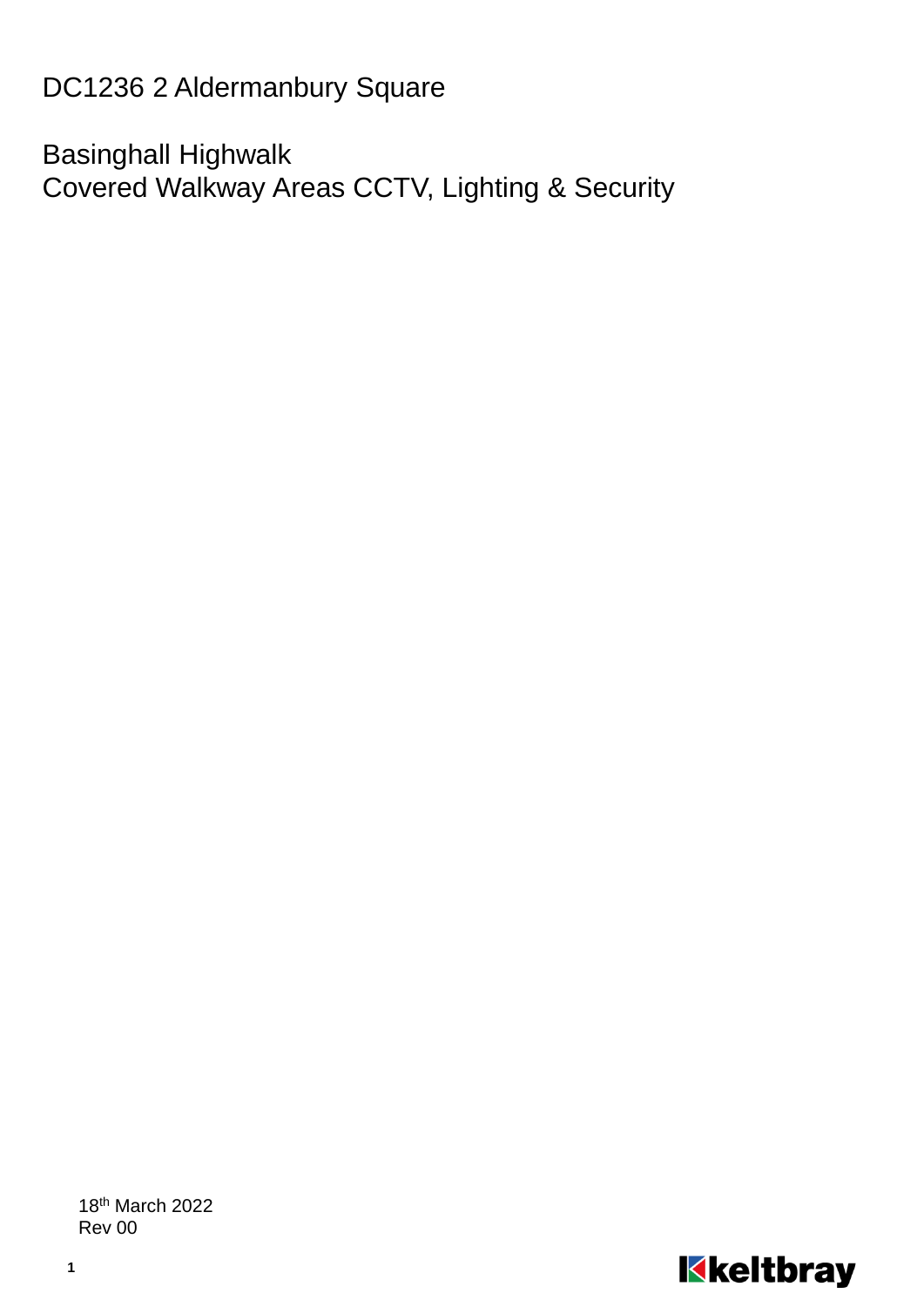# DC1236 2 Aldermanbury Square

## Basinghall Highwalk
## Covered Walkway Areas CCTV, Lighting & Security

18th March 2022
Rev 00

keltbray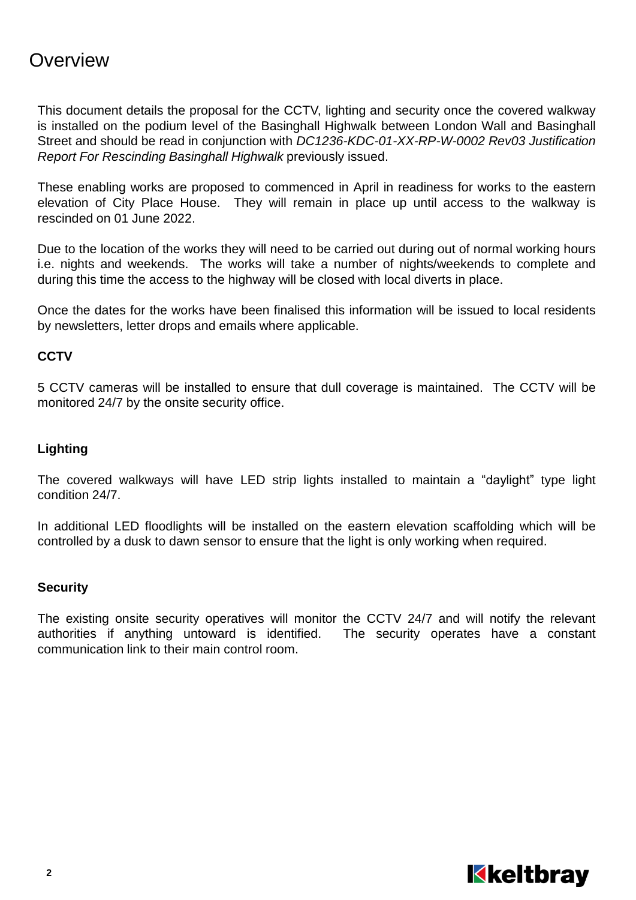# Overview

This document details the proposal for the CCTV, lighting and security once the covered walkway is installed on the podium level of the Basinghall Highwalk between London Wall and Basinghall Street and should be read in conjunction with *DC1236-KDC-01-XX-RP-W-0002 Rev03 Justification Report For Rescinding Basinghall Highwalk* previously issued.

These enabling works are proposed to commenced in April in readiness for works to the eastern elevation of City Place House. They will remain in place up until access to the walkway is rescinded on 01 June 2022.

Due to the location of the works they will need to be carried out during out of normal working hours i.e. nights and weekends. The works will take a number of nights/weekends to complete and during this time the access to the highway will be closed with local diverts in place.

Once the dates for the works have been finalised this information will be issued to local residents by newsletters, letter drops and emails where applicable.

**CCTV**

5 CCTV cameras will be installed to ensure that dull coverage is maintained. The CCTV will be monitored 24/7 by the onsite security office.

**Lighting**

The covered walkways will have LED strip lights installed to maintain a "daylight" type light condition 24/7.

In additional LED floodlights will be installed on the eastern elevation scaffolding which will be controlled by a dusk to dawn sensor to ensure that the light is only working when required.

**Security**

The existing onsite security operatives will monitor the CCTV 24/7 and will notify the relevant authorities if anything untoward is identified. The security operates have a constant communication link to their main control room.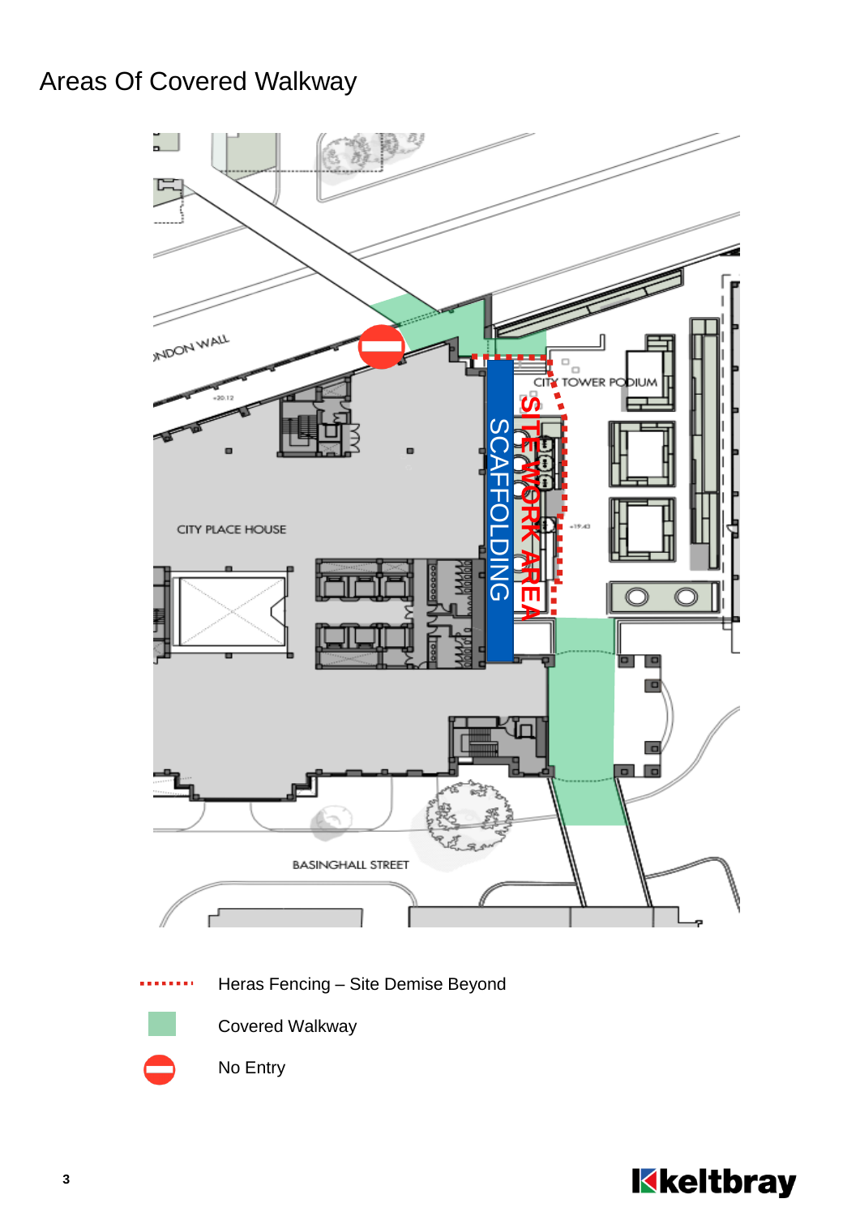# Areas Of Covered Walkway

LONDON WALL

CITY TOWER PODIUM

CITY PLACE HOUSE

SCAFFOLDING

SITE WORK AREA

BASINGHALL STREET

- Heras Fencing – Site Demise Beyond
- Covered Walkway
- No Entry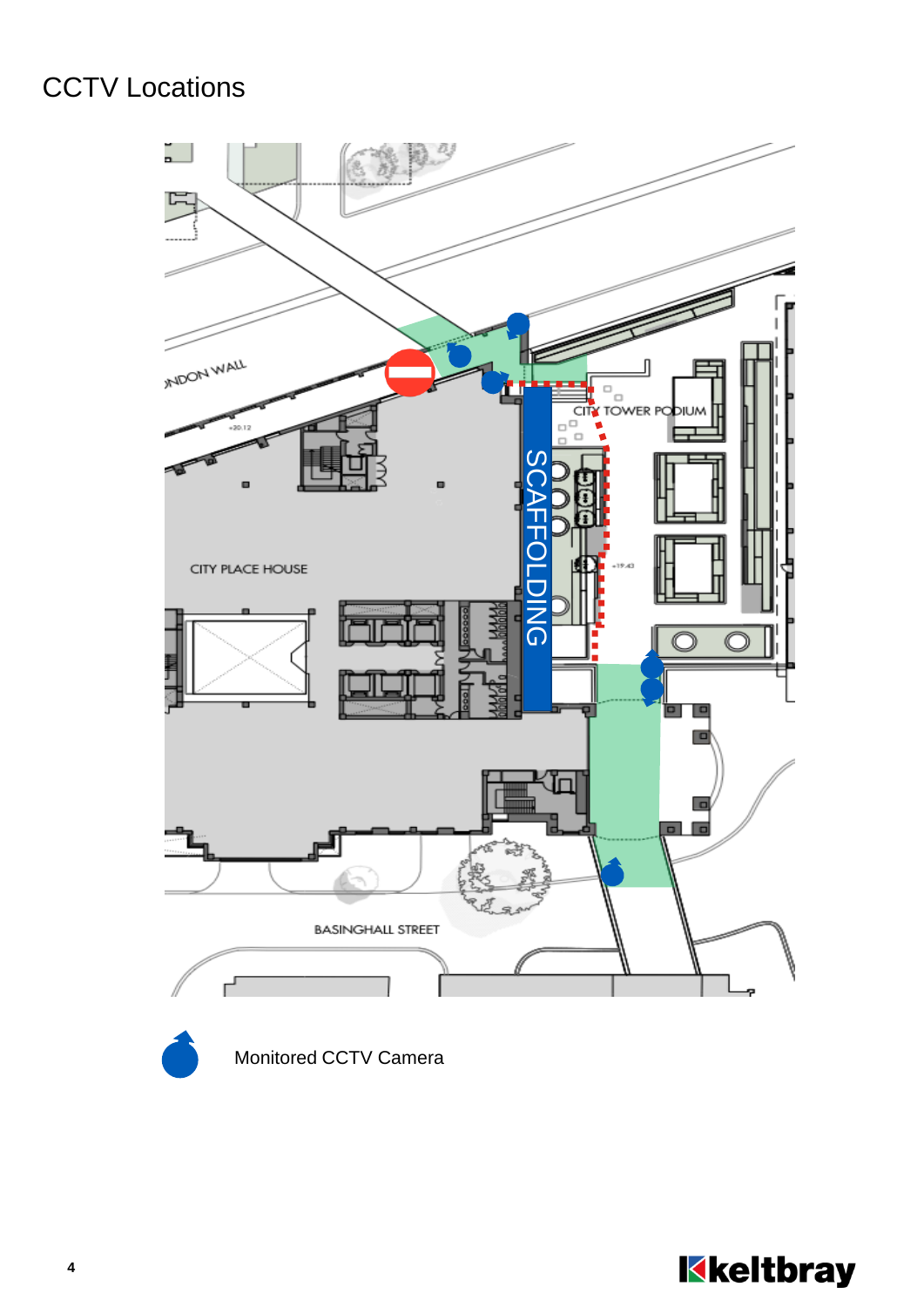# CCTV Locations

LONDON WALL

CITY TOWER PODIUM

SCAFFOLDING

CITY PLACE HOUSE

BASINGHALL STREET

Monitored CCTV Camera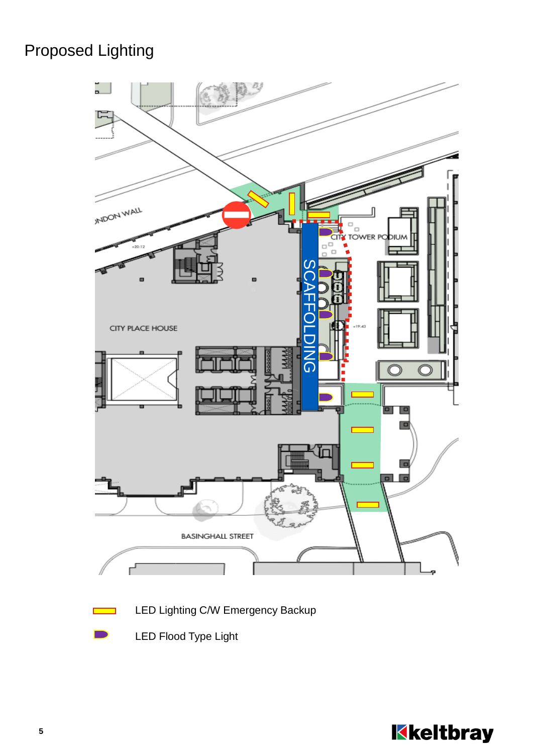# Proposed Lighting

ONDON WALL

CITY PLACE HOUSE

SCAFFOLDING

CITY TOWER PODIUM

BASINGHALL STREET

LED Lighting C/W Emergency Backup

LED Flood Type Light